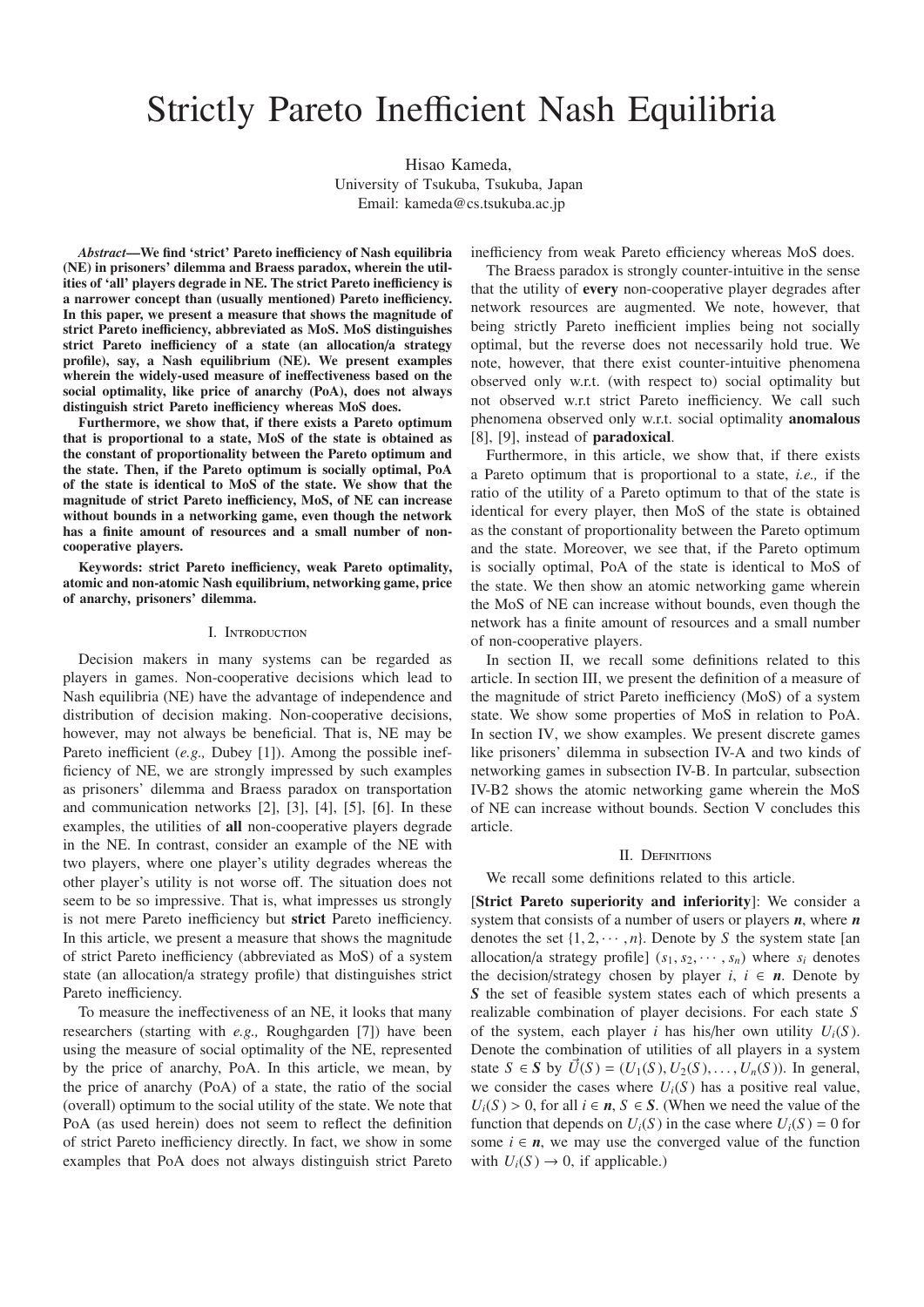# Strictly Pareto Inefficient Nash Equilibria

Hisao Kameda,
University of Tsukuba, Tsukuba, Japan
Email: kameda@cs.tsukuba.ac.jp

***Abstract*—We find 'strict' Pareto inefficiency of Nash equilibria (NE) in prisoners' dilemma and Braess paradox, wherein the utilities of 'all' players degrade in NE. The strict Pareto inefficiency is a narrower concept than (usually mentioned) Pareto inefficiency. In this paper, we present a measure that shows the magnitude of strict Pareto inefficiency, abbreviated as MoS. MoS distinguishes strict Pareto inefficiency of a state (an allocation/a strategy profile), say, a Nash equilibrium (NE). We present examples wherein the widely-used measure of ineffectiveness based on the social optimality, like price of anarchy (PoA), does not always distinguish strict Pareto inefficiency whereas MoS does.**

**Furthermore, we show that, if there exists a Pareto optimum that is proportional to a state, MoS of the state is obtained as the constant of proportionality between the Pareto optimum and the state. Then, if the Pareto optimum is socially optimal, PoA of the state is identical to MoS of the state. We show that the magnitude of strict Pareto inefficiency, MoS, of NE can increase without bounds in a networking game, even though the network has a finite amount of resources and a small number of non-cooperative players.**

***Keywords*: strict Pareto inefficiency, weak Pareto optimality, atomic and non-atomic Nash equilibrium, networking game, price of anarchy, prisoners' dilemma.**

## I. Introduction

Decision makers in many systems can be regarded as players in games. Non-cooperative decisions which lead to Nash equilibria (NE) have the advantage of independence and distribution of decision making. Non-cooperative decisions, however, may not always be beneficial. That is, NE may be Pareto inefficient (*e.g.,* Dubey [1]). Among the possible inefficiency of NE, we are strongly impressed by such examples as prisoners' dilemma and Braess paradox on transportation and communication networks [2], [3], [4], [5], [6]. In these examples, the utilities of **all** non-cooperative players degrade in the NE. In contrast, consider an example of the NE with two players, where one player's utility degrades whereas the other player's utility is not worse off. The situation does not seem to be so impressive. That is, what impresses us strongly is not mere Pareto inefficiency but **strict** Pareto inefficiency. In this article, we present a measure that shows the magnitude of strict Pareto inefficiency (abbreviated as MoS) of a system state (an allocation/a strategy profile) that distinguishes strict Pareto inefficiency.

To measure the ineffectiveness of an NE, it looks that many researchers (starting with *e.g.,* Roughgarden [7]) have been using the measure of social optimality of the NE, represented by the price of anarchy, PoA. In this article, we mean, by the price of anarchy (PoA) of a state, the ratio of the social (overall) optimum to the social utility of the state. We note that PoA (as used herein) does not seem to reflect the definition of strict Pareto inefficiency directly. In fact, we show in some examples that PoA does not always distinguish strict Pareto inefficiency from weak Pareto efficiency whereas MoS does.

The Braess paradox is strongly counter-intuitive in the sense that the utility of **every** non-cooperative player degrades after network resources are augmented. We note, however, that being strictly Pareto inefficient implies being not socially optimal, but the reverse does not necessarily hold true. We note, however, that there exist counter-intuitive phenomena observed only w.r.t. (with respect to) social optimality but not observed w.r.t strict Pareto inefficiency. We call such phenomena observed only w.r.t. social optimality **anomalous** [8], [9], instead of **paradoxical**.

Furthermore, in this article, we show that, if there exists a Pareto optimum that is proportional to a state, *i.e.,* if the ratio of the utility of a Pareto optimum to that of the state is identical for every player, then MoS of the state is obtained as the constant of proportionality between the Pareto optimum and the state. Moreover, we see that, if the Pareto optimum is socially optimal, PoA of the state is identical to MoS of the state. We then show an atomic networking game wherein the MoS of NE can increase without bounds, even though the network has a finite amount of resources and a small number of non-cooperative players.

In section II, we recall some definitions related to this article. In section III, we present the definition of a measure of the magnitude of strict Pareto inefficiency (MoS) of a system state. We show some properties of MoS in relation to PoA. In section IV, we show examples. We present discrete games like prisoners' dilemma in subsection IV-A and two kinds of networking games in subsection IV-B. In partcular, subsection IV-B2 shows the atomic networking game wherein the MoS of NE can increase without bounds. Section V concludes this article.

## II. Definitions

We recall some definitions related to this article.

[**Strict Pareto superiority and inferiority**]: We consider a system that consists of a number of users or players $\boldsymbol{n}$, where $\boldsymbol{n}$ denotes the set $\{1, 2, \cdots, n\}$. Denote by $S$ the system state [an allocation/a strategy profile] $(s_1, s_2, \cdots, s_n)$ where $s_i$ denotes the decision/strategy chosen by player $i$, $i \in \boldsymbol{n}$. Denote by $\boldsymbol{S}$ the set of feasible system states each of which presents a realizable combination of player decisions. For each state $S$ of the system, each player $i$ has his/her own utility $U_i(S)$. Denote the combination of utilities of all players in a system state $S \in \boldsymbol{S}$ by $\vec{U}(S) = (U_1(S), U_2(S), \ldots, U_n(S))$. In general, we consider the cases where $U_i(S)$ has a positive real value, $U_i(S) > 0$, for all $i \in \boldsymbol{n}$, $S \in \boldsymbol{S}$. (When we need the value of the function that depends on $U_i(S)$ in the case where $U_i(S) = 0$ for some $i \in \boldsymbol{n}$, we may use the converged value of the function with $U_i(S) \to 0$, if applicable.)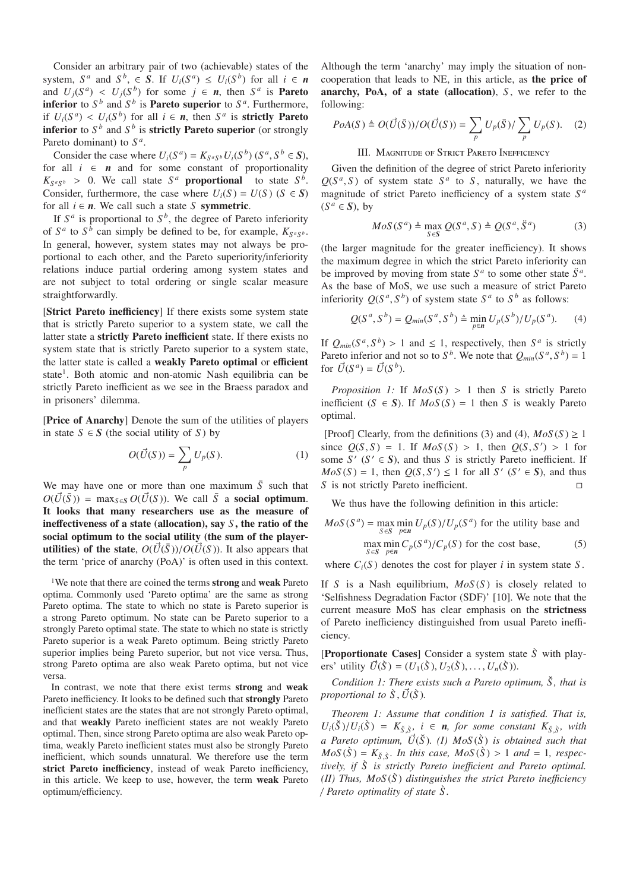Consider an arbitrary pair of two (achievable) states of the system, $S^a$ and $S^b$, $\in \boldsymbol{S}$. If $U_i(S^a) \le U_i(S^b)$ for all $i \in \boldsymbol{n}$ and $U_j(S^a) < U_j(S^b)$ for some $j \in \boldsymbol{n}$, then $S^a$ is **Pareto inferior** to $S^b$ and $S^b$ is **Pareto superior** to $S^a$. Furthermore, if $U_i(S^a) < U_i(S^b)$ for all $i \in \boldsymbol{n}$, then $S^a$ is **strictly Pareto inferior** to $S^b$ and $S^b$ is **strictly Pareto superior** (or strongly Pareto dominant) to $S^a$.

Consider the case where $U_i(S^a) = K_{S^aS^b} U_i(S^b)$ ($S^a, S^b \in \boldsymbol{S}$), for all $i \in \boldsymbol{n}$ and for some constant of proportionality $K_{S^aS^b} > 0$. We call state $S^a$ **proportional** to state $S^b$. Consider, furthermore, the case where $U_i(S) = U(S)$ ($S \in \boldsymbol{S}$) for all $i \in \boldsymbol{n}$. We call such a state $S$ **symmetric**.

If $S^a$ is proportional to $S^b$, the degree of Pareto inferiority of $S^a$ to $S^b$ can simply be defined to be, for example, $K_{S^aS^b}$. In general, however, system states may not always be proportional to each other, and the Pareto superiority/inferiority relations induce partial ordering among system states and are not subject to total ordering or single scalar measure straightforwardly.

[**Strict Pareto inefficiency**] If there exists some system state that is strictly Pareto superior to a system state, we call the latter state a **strictly Pareto inefficient** state. If there exists no system state that is strictly Pareto superior to a system state, the latter state is called a **weakly Pareto optimal** or **efficient** state[1]. Both atomic and non-atomic Nash equilibria can be strictly Pareto inefficient as we see in the Braess paradox and in prisoners' dilemma.

[**Price of Anarchy**] Denote the sum of the utilities of players in state $S \in \boldsymbol{S}$ (the social utility of $S$) by

$$O(\vec{U}(S)) = \sum_p U_p(S). \tag{1}$$

We may have one or more than one maximum $\bar{S}$ such that $O(\vec{U}(\bar{S})) = \max_{S \in \boldsymbol{S}} O(\vec{U}(S))$. We call $\bar{S}$ a **social optimum**. **It looks that many researchers use as the measure of ineffectiveness of a state (allocation), say $S$, the ratio of the social optimum to the social utility (the sum of the player-utilities) of the state, $O(\vec{U}(\bar{S}))/O(\vec{U}(S))$.** It also appears that the term 'price of anarchy (PoA)' is often used in this context.

[1] We note that there are coined the terms **strong** and **weak** Pareto optima. Commonly used 'Pareto optima' are the same as strong Pareto optima. The state to which no state is Pareto superior is a strong Pareto optimum. No state can be Pareto superior to a strongly Pareto optimal state. The state to which no state is strictly Pareto superior is a weak Pareto optimum. Being strictly Pareto superior implies being Pareto superior, but not vice versa. Thus, strong Pareto optima are also weak Pareto optima, but not vice versa.

In contrast, we note that there exist terms **strong** and **weak** Pareto inefficiency. It looks to be defined such that **strongly** Pareto inefficient states are the states that are not strongly Pareto optimal, and that **weakly** Pareto inefficient states are not weakly Pareto optimal. Then, since strong Pareto optima are also weak Pareto optima, weakly Pareto inefficient states must also be strongly Pareto inefficient, which sounds unnatural. We therefore use the term **strict Pareto inefficiency**, instead of weak Pareto inefficiency, in this article. We keep to use, however, the term **weak** Pareto optimum/efficiency.

Although the term 'anarchy' may imply the situation of non-cooperation that leads to NE, in this article, as **the price of anarchy, PoA, of a state (allocation)**, $S$, we refer to the following:

$$PoA(S) \triangleq O(\vec{U}(\bar{S}))/O(\vec{U}(S)) = \sum_p U_p(\bar{S}) / \sum_p U_p(S). \tag{2}$$

## III. Magnitude of Strict Pareto Inefficiency

Given the definition of the degree of strict Pareto inferiority $Q(S^a, S)$ of system state $S^a$ to $S$, naturally, we have the magnitude of strict Pareto inefficiency of a system state $S^a$ ($S^a \in \boldsymbol{S}$), by

$$MoS(S^a) \triangleq \max_{S \in \boldsymbol{S}} Q(S^a, S) \triangleq Q(S^a, \ddot{S}^a) \tag{3}$$

(the larger magnitude for the greater inefficiency). It shows the maximum degree in which the strict Pareto inferiority can be improved by moving from state $S^a$ to some other state $\ddot{S}^a$. As the base of MoS, we use such a measure of strict Pareto inferiority $Q(S^a, S^b)$ of system state $S^a$ to $S^b$ as follows:

$$Q(S^a, S^b) = Q_{min}(S^a, S^b) \triangleq \min_{p \in \boldsymbol{n}} U_p(S^b)/U_p(S^a). \tag{4}$$

If $Q_{min}(S^a, S^b) > 1$ and $\le 1$, respectively, then $S^a$ is strictly Pareto inferior and not so to $S^b$. We note that $Q_{min}(S^a, S^b) = 1$ for $\vec{U}(S^a) = \vec{U}(S^b)$.

*Proposition 1:* If $MoS(S) > 1$ then $S$ is strictly Pareto inefficient ($S \in \boldsymbol{S}$). If $MoS(S) = 1$ then $S$ is weakly Pareto optimal.

[Proof] Clearly, from the definitions (3) and (4), $MoS(S) \ge 1$ since $Q(S, S) = 1$. If $MoS(S) > 1$, then $Q(S, S') > 1$ for some $S'$ ($S' \in \boldsymbol{S}$), and thus $S$ is strictly Pareto inefficient. If $MoS(S) = 1$, then $Q(S, S') \le 1$ for all $S'$ ($S' \in \boldsymbol{S}$), and thus $S$ is not strictly Pareto inefficient. □

We thus have the following definition in this article:

$$MoS(S^a) = \max_{S \in \boldsymbol{S}} \min_{p \in \boldsymbol{n}} U_p(S)/U_p(S^a) \text{ for the utility base and}$$
$$\max_{S \in \boldsymbol{S}} \min_{p \in \boldsymbol{n}} C_p(S^a)/C_p(S) \text{ for the cost base,} \tag{5}$$

where $C_i(S)$ denotes the cost for player $i$ in system state $S$.

If $S$ is a Nash equilibrium, $MoS(S)$ is closely related to 'Selfishness Degradation Factor (SDF)' [10]. We note that the current measure MoS has clear emphasis on the **strictness** of Pareto inefficiency distinguished from usual Pareto inefficiency.

[**Proportionate Cases**] Consider a system state $\hat{S}$ with players' utility $\vec{U}(\hat{S}) = (U_1(\hat{S}), U_2(\hat{S}), \ldots, U_n(\hat{S}))$.

*Condition 1: There exists such a Pareto optimum, $\check{S}$, that is proportional to $\hat{S}$, $\vec{U}(\hat{S})$.*

*Theorem 1: Assume that condition 1 is satisfied. That is, $U_i(\check{S})/U_i(\hat{S}) = K_{\check{S},\hat{S}}$, $i \in \boldsymbol{n}$, for some constant $K_{\check{S},\hat{S}}$, with a Pareto optimum, $\vec{U}(\check{S})$. (I) $MoS(\hat{S})$ is obtained such that $MoS(\hat{S}) = K_{\check{S},\hat{S}}$. In this case, $MoS(\hat{S}) > 1$ and $= 1$, respectively, if $\hat{S}$ is strictly Pareto inefficient and Pareto optimal. (II) Thus, $MoS(\hat{S})$ distinguishes the strict Pareto inefficiency / Pareto optimality of state $\hat{S}$.*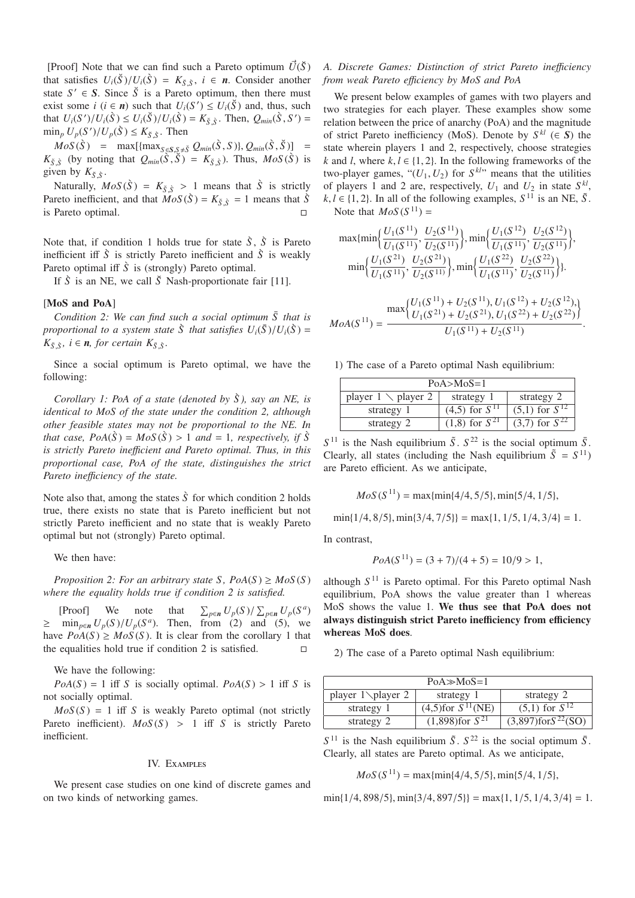[Proof] Note that we can find such a Pareto optimum $\vec{U}(\breve{S})$ that satisfies $U_i(\breve{S})/U_i(\hat{S}) = K_{\breve{S},\hat{S}}$, $i \in \boldsymbol{n}$. Consider another state $S' \in \boldsymbol{S}$. Since $\breve{S}$ is a Pareto optimum, then there must exist some $i$ ($i \in \boldsymbol{n}$) such that $U_i(S') \leq U_i(\breve{S})$ and, thus, such that $U_i(S')/U_i(\hat{S}) \leq U_i(\breve{S})/U_i(\hat{S}) = K_{\breve{S},\hat{S}}$. Then, $Q_{min}(\hat{S}, S') = \min_p U_p(S')/U_p(\hat{S}) \leq K_{\breve{S},\hat{S}}$. Then

$MoS(\hat{S}) = \max[\{\max_{S \in \boldsymbol{S}, S \neq \breve{S}} Q_{min}(\hat{S}, S)\}, Q_{min}(\hat{S}, \breve{S})] = K_{\breve{S},\hat{S}}$ (by noting that $Q_{min}(\hat{S}, \breve{S}) = K_{\breve{S},\hat{S}}$). Thus, $MoS(\hat{S})$ is given by $K_{\breve{S},\hat{S}}$.

Naturally, $MoS(\hat{S}) = K_{\breve{S},\hat{S}} > 1$ means that $\hat{S}$ is strictly Pareto inefficient, and that $MoS(\hat{S}) = K_{\breve{S},\hat{S}} = 1$ means that $\hat{S}$ is Pareto optimal. □

Note that, if condition 1 holds true for state $\hat{S}$, $\hat{S}$ is Pareto inefficient iff $\hat{S}$ is strictly Pareto inefficient and $\hat{S}$ is weakly Pareto optimal iff $\hat{S}$ is (strongly) Pareto optimal.

If $\hat{S}$ is an NE, we call $\breve{S}$ Nash-proportionate fair [11].

**[MoS and PoA]**

*Condition 2: We can find such a social optimum $\bar{S}$ that is proportional to a system state $\hat{S}$ that satisfies $U_i(\bar{S})/U_i(\hat{S}) = K_{\bar{S},\hat{S}}$, $i \in \boldsymbol{n}$, for certain $K_{\bar{S},\hat{S}}$.*

Since a social optimum is Pareto optimal, we have the following:

*Corollary 1: PoA of a state (denoted by $\hat{S}$), say an NE, is identical to MoS of the state under the condition 2, although other feasible states may not be proportional to the NE. In that case, $PoA(\hat{S}) = MoS(\hat{S}) > 1$ and $= 1$, respectively, if $\hat{S}$ is strictly Pareto inefficient and Pareto optimal. Thus, in this proportional case, PoA of the state, distinguishes the strict Pareto inefficiency of the state.*

Note also that, among the states $\hat{S}$ for which condition 2 holds true, there exists no state that is Pareto inefficient but not strictly Pareto inefficient and no state that is weakly Pareto optimal but not (strongly) Pareto optimal.

We then have:

*Proposition 2: For an arbitrary state $S$, $PoA(S) \geq MoS(S)$ where the equality holds true if condition 2 is satisfied.*

[Proof] We note that $\sum_{p \in \boldsymbol{n}} U_p(S)/\sum_{p \in \boldsymbol{n}} U_p(S^a) \geq \min_{p \in \boldsymbol{n}} U_p(S)/U_p(S^a)$. Then, from (2) and (5), we have $PoA(S) \geq MoS(S)$. It is clear from the corollary 1 that the equalities hold true if condition 2 is satisfied. □

We have the following:

$PoA(S) = 1$ iff $S$ is socially optimal. $PoA(S) > 1$ iff $S$ is not socially optimal.

$MoS(S) = 1$ iff $S$ is weakly Pareto optimal (not strictly Pareto inefficient). $MoS(S) > 1$ iff $S$ is strictly Pareto inefficient.

## IV. Examples

We present case studies on one kind of discrete games and on two kinds of networking games.

### A. Discrete Games: Distinction of strict Pareto inefficiency from weak Pareto efficiency by MoS and PoA

We present below examples of games with two players and two strategies for each player. These examples show some relation between the price of anarchy (PoA) and the magnitude of strict Pareto inefficiency (MoS). Denote by $S^{kl}$ ($\in \boldsymbol{S}$) the state wherein players 1 and 2, respectively, choose strategies $k$ and $l$, where $k, l \in \{1, 2\}$. In the following frameworks of the two-player games, "$(U_1, U_2)$ for $S^{kl}$" means that the utilities of players 1 and 2 are, respectively, $U_1$ and $U_2$ in state $S^{kl}$, $k, l \in \{1, 2\}$. In all of the following examples, $S^{11}$ is an NE, $\tilde{S}$.

Note that $MoS(S^{11}) =$

$$\max\{\min\Big\{\frac{U_1(S^{11})}{U_1(S^{11})}, \frac{U_2(S^{11})}{U_2(S^{11})}\Big\}, \min\Big\{\frac{U_1(S^{12})}{U_1(S^{11})}, \frac{U_2(S^{12})}{U_2(S^{11})}\Big\},$$
$$\min\Big\{\frac{U_1(S^{21})}{U_1(S^{11})}, \frac{U_2(S^{21})}{U_2(S^{11})}\Big\}, \min\Big\{\frac{U_1(S^{22})}{U_1(S^{11})}, \frac{U_2(S^{22})}{U_2(S^{11})}\Big\}\}.$$

$$MoA(S^{11}) = \frac{\max\left\{\begin{matrix} U_1(S^{11}) + U_2(S^{11}), U_1(S^{12}) + U_2(S^{12}), \\ U_1(S^{21}) + U_2(S^{21}), U_1(S^{22}) + U_2(S^{22}) \end{matrix}\right\}}{U_1(S^{11}) + U_2(S^{11})}.$$

1) The case of a Pareto optimal Nash equilibrium:

| PoA>MoS=1 | | |
|---|---|---|
| player 1 $\setminus$ player 2 | strategy 1 | strategy 2 |
| strategy 1 | (4,5) for $S^{11}$ | (5,1) for $S^{12}$ |
| strategy 2 | (1,8) for $S^{21}$ | (3,7) for $S^{22}$ |

$S^{11}$ is the Nash equilibrium $\tilde{S}$. $S^{22}$ is the social optimum $\bar{S}$. Clearly, all states (including the Nash equilibrium $\tilde{S} = S^{11}$) are Pareto efficient. As we anticipate,

$$MoS(S^{11}) = \max\{\min\{4/4, 5/5\}, \min\{5/4, 1/5\},$$
$$\min\{1/4, 8/5\}, \min\{3/4, 7/5\}\} = \max\{1, 1/5, 1/4, 3/4\} = 1.$$

In contrast,

$$PoA(S^{11}) = (3 + 7)/(4 + 5) = 10/9 > 1,$$

although $S^{11}$ is Pareto optimal. For this Pareto optimal Nash equilibrium, PoA shows the value greater than 1 whereas MoS shows the value 1. **We thus see that PoA does not always distinguish strict Pareto inefficiency from efficiency whereas MoS does**.

2) The case of a Pareto optimal Nash equilibrium:

| PoA≫MoS=1 | | |
|---|---|---|
| player 1$\setminus$player 2 | strategy 1 | strategy 2 |
| strategy 1 | (4,5)for $S^{11}$(NE) | (5,1) for $S^{12}$ |
| strategy 2 | (1,898)for $S^{21}$ | (3,897)for$S^{22}$(SO) |

$S^{11}$ is the Nash equilibrium $\tilde{S}$. $S^{22}$ is the social optimum $\bar{S}$. Clearly, all states are Pareto optimal. As we anticipate,

$$MoS(S^{11}) = \max\{\min\{4/4, 5/5\}, \min\{5/4, 1/5\},$$
$$\min\{1/4, 898/5\}, \min\{3/4, 897/5\}\} = \max\{1, 1/5, 1/4, 3/4\} = 1.$$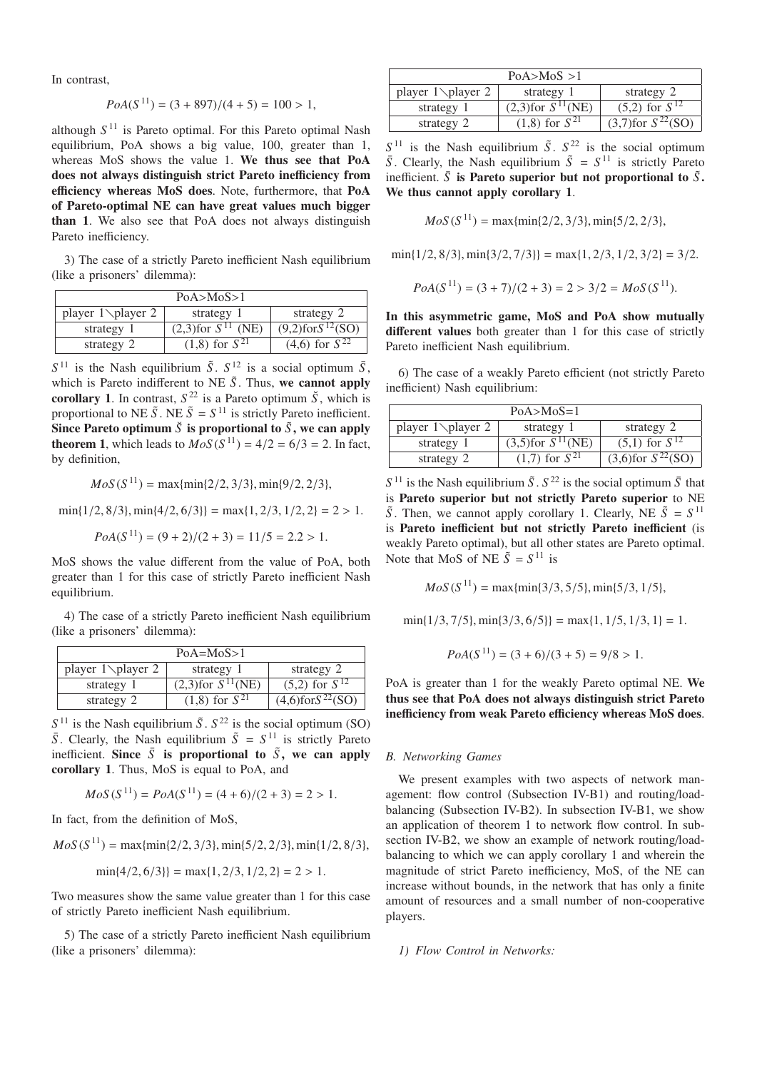In contrast,

$$PoA(S^{11}) = (3 + 897)/(4 + 5) = 100 > 1,$$

although $S^{11}$ is Pareto optimal. For this Pareto optimal Nash equilibrium, PoA shows a big value, 100, greater than 1, whereas MoS shows the value 1. **We thus see that PoA does not always distinguish strict Pareto inefficiency from efficiency whereas MoS does**. Note, furthermore, that **PoA of Pareto-optimal NE can have great values much bigger than 1**. We also see that PoA does not always distinguish Pareto inefficiency.

3) The case of a strictly Pareto inefficient Nash equilibrium (like a prisoners' dilemma):

| PoA>MoS>1 | | |
|---|---|---|
| player 1＼player 2 | strategy 1 | strategy 2 |
| strategy 1 | (2,3)for $S^{11}$ (NE) | (9,2)for$S^{12}$(SO) |
| strategy 2 | (1,8) for $S^{21}$ | (4,6) for $S^{22}$ |

$S^{11}$ is the Nash equilibrium $\tilde{S}$. $S^{12}$ is a social optimum $\bar{S}$, which is Pareto indifferent to NE $\tilde{S}$. Thus, **we cannot apply corollary 1**. In contrast, $S^{22}$ is a Pareto optimum $\check{S}$, which is proportional to NE $\tilde{S}$. NE $\tilde{S} = S^{11}$ is strictly Pareto inefficient. **Since Pareto optimum $\check{S}$ is proportional to $\tilde{S}$, we can apply theorem 1**, which leads to $MoS(S^{11}) = 4/2 = 6/3 = 2$. In fact, by definition,

$$MoS(S^{11}) = \max\{\min\{2/2, 3/3\}, \min\{9/2, 2/3\},$$

$$\min\{1/2, 8/3\}, \min\{4/2, 6/3\}\} = \max\{1, 2/3, 1/2, 2\} = 2 > 1.$$

$$PoA(S^{11}) = (9 + 2)/(2 + 3) = 11/5 = 2.2 > 1.$$

MoS shows the value different from the value of PoA, both greater than 1 for this case of strictly Pareto inefficient Nash equilibrium.

4) The case of a strictly Pareto inefficient Nash equilibrium (like a prisoners' dilemma):

| PoA=MoS>1 | | |
|---|---|---|
| player 1＼player 2 | strategy 1 | strategy 2 |
| strategy 1 | (2,3)for $S^{11}$(NE) | (5,2) for $S^{12}$ |
| strategy 2 | (1,8) for $S^{21}$ | (4,6)for$S^{22}$(SO) |

$S^{11}$ is the Nash equilibrium $\tilde{S}$. $S^{22}$ is the social optimum (SO) $\bar{S}$. Clearly, the Nash equilibrium $\tilde{S} = S^{11}$ is strictly Pareto inefficient. **Since $\bar{S}$ is proportional to $\tilde{S}$, we can apply corollary 1**. Thus, MoS is equal to PoA, and

$$MoS(S^{11}) = PoA(S^{11}) = (4 + 6)/(2 + 3) = 2 > 1.$$

In fact, from the definition of MoS,

$$MoS(S^{11}) = \max\{\min\{2/2, 3/3\}, \min\{5/2, 2/3\}, \min\{1/2, 8/3\},$$

$$\min\{4/2, 6/3\}\} = \max\{1, 2/3, 1/2, 2\} = 2 > 1.$$

Two measures show the same value greater than 1 for this case of strictly Pareto inefficient Nash equilibrium.

5) The case of a strictly Pareto inefficient Nash equilibrium (like a prisoners' dilemma):

| PoA>MoS >1 | | |
|---|---|---|
| player 1＼player 2 | strategy 1 | strategy 2 |
| strategy 1 | (2,3)for $S^{11}$(NE) | (5,2) for $S^{12}$ |
| strategy 2 | (1,8) for $S^{21}$ | (3,7)for $S^{22}$(SO) |

$S^{11}$ is the Nash equilibrium $\tilde{S}$. $S^{22}$ is the social optimum $\bar{S}$. Clearly, the Nash equilibrium $\tilde{S} = S^{11}$ is strictly Pareto inefficient. **$\bar{S}$ is Pareto superior but not proportional to $\tilde{S}$. We thus cannot apply corollary 1**.

$$MoS(S^{11}) = \max\{\min\{2/2, 3/3\}, \min\{5/2, 2/3\},$$

$$\min\{1/2, 8/3\}, \min\{3/2, 7/3\}\} = \max\{1, 2/3, 1/2, 3/2\} = 3/2.$$

$$PoA(S^{11}) = (3 + 7)/(2 + 3) = 2 > 3/2 = MoS(S^{11}).$$

**In this asymmetric game, MoS and PoA show mutually different values** both greater than 1 for this case of strictly Pareto inefficient Nash equilibrium.

6) The case of a weakly Pareto efficient (not strictly Pareto inefficient) Nash equilibrium:

| PoA>MoS=1 | | |
|---|---|---|
| player 1＼player 2 | strategy 1 | strategy 2 |
| strategy 1 | (3,5)for $S^{11}$(NE) | (5,1) for $S^{12}$ |
| strategy 2 | (1,7) for $S^{21}$ | (3,6)for $S^{22}$(SO) |

$S^{11}$ is the Nash equilibrium $\tilde{S}$. $S^{22}$ is the social optimum $\bar{S}$ that is **Pareto superior but not strictly Pareto superior** to NE $\tilde{S}$. Then, we cannot apply corollary 1. Clearly, NE $\tilde{S} = S^{11}$ is **Pareto inefficient but not strictly Pareto inefficient** (is weakly Pareto optimal), but all other states are Pareto optimal. Note that MoS of NE $\tilde{S} = S^{11}$ is

$$MoS(S^{11}) = \max\{\min\{3/3, 5/5\}, \min\{5/3, 1/5\},$$

$$\min\{1/3, 7/5\}, \min\{3/3, 6/5\}\} = \max\{1, 1/5, 1/3, 1\} = 1.$$

$$PoA(S^{11}) = (3 + 6)/(3 + 5) = 9/8 > 1.$$

PoA is greater than 1 for the weakly Pareto optimal NE. **We thus see that PoA does not always distinguish strict Pareto inefficiency from weak Pareto efficiency whereas MoS does**.

### B. Networking Games

We present examples with two aspects of network management: flow control (Subsection IV-B1) and routing/load-balancing (Subsection IV-B2). In subsection IV-B1, we show an application of theorem 1 to network flow control. In subsection IV-B2, we show an example of network routing/load-balancing to which we can apply corollary 1 and wherein the magnitude of strict Pareto inefficiency, MoS, of the NE can increase without bounds, in the network that has only a finite amount of resources and a small number of non-cooperative players.

#### 1) Flow Control in Networks: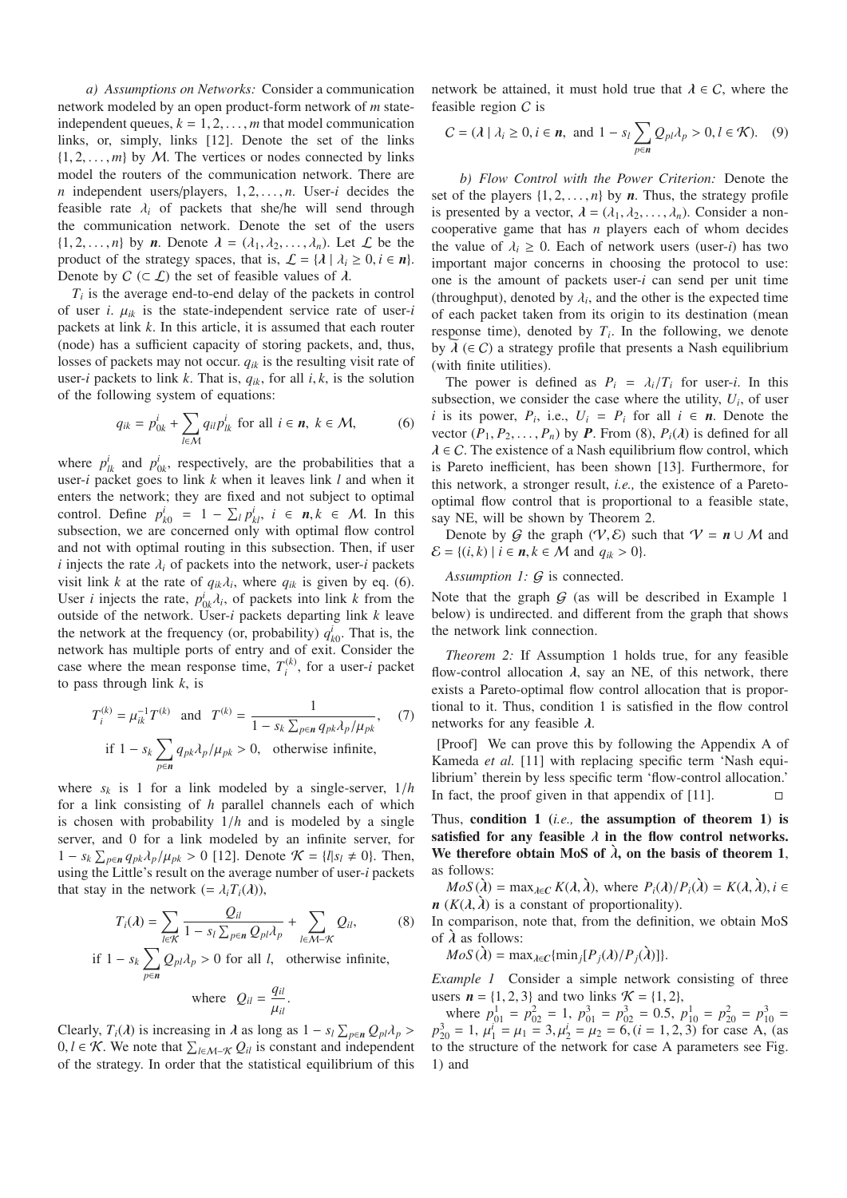*a) Assumptions on Networks:* Consider a communication network modeled by an open product-form network of $m$ state-independent queues, $k = 1, 2, \ldots, m$ that model communication links, or, simply, links [12]. Denote the set of the links $\{1, 2, \ldots, m\}$ by $\mathcal{M}$. The vertices or nodes connected by links model the routers of the communication network. There are $n$ independent users/players, $1, 2, \ldots, n$. User-$i$ decides the feasible rate $\lambda_i$ of packets that she/he will send through the communication network. Denote the set of the users $\{1, 2, \ldots, n\}$ by $\boldsymbol{n}$. Denote $\boldsymbol{\lambda} = (\lambda_1, \lambda_2, \ldots, \lambda_n)$. Let $\mathcal{L}$ be the product of the strategy spaces, that is, $\mathcal{L} = \{\boldsymbol{\lambda} \mid \lambda_i \geq 0, i \in \boldsymbol{n}\}$. Denote by $C$ ($\subset \mathcal{L}$) the set of feasible values of $\boldsymbol{\lambda}$.

$T_i$ is the average end-to-end delay of the packets in control of user $i$. $\mu_{ik}$ is the state-independent service rate of user-$i$ packets at link $k$. In this article, it is assumed that each router (node) has a sufficient capacity of storing packets, and, thus, losses of packets may not occur. $q_{ik}$ is the resulting visit rate of user-$i$ packets to link $k$. That is, $q_{ik}$, for all $i, k$, is the solution of the following system of equations:

$$q_{ik} = p^i_{0k} + \sum_{l \in \mathcal{M}} q_{il} p^i_{lk} \text{ for all } i \in \boldsymbol{n},\ k \in \mathcal{M}, \tag{6}$$

where $p^i_{lk}$ and $p^i_{0k}$, respectively, are the probabilities that a user-$i$ packet goes to link $k$ when it leaves link $l$ and when it enters the network; they are fixed and not subject to optimal control. Define $p^i_{k0} = 1 - \sum_l p^i_{kl}$, $i \in \boldsymbol{n}, k \in \mathcal{M}$. In this subsection, we are concerned only with optimal flow control and not with optimal routing in this subsection. Then, if user $i$ injects the rate $\lambda_i$ of packets into the network, user-$i$ packets visit link $k$ at the rate of $q_{ik}\lambda_i$, where $q_{ik}$ is given by eq. (6). User $i$ injects the rate, $p^i_{0k}\lambda_i$, of packets into link $k$ from the outside of the network. User-$i$ packets departing link $k$ leave the network at the frequency (or, probability) $q^i_{k0}$. That is, the network has multiple ports of entry and of exit. Consider the case where the mean response time, $T^{(k)}_i$, for a user-$i$ packet to pass through link $k$, is

$$T^{(k)}_i = \mu^{-1}_{ik} T^{(k)} \quad \text{and} \quad T^{(k)} = \frac{1}{1 - s_k \sum_{p \in \boldsymbol{n}} q_{pk}\lambda_p/\mu_{pk}}, \tag{7}$$
$$\text{if } 1 - s_k \sum_{p \in \boldsymbol{n}} q_{pk}\lambda_p/\mu_{pk} > 0, \quad \text{otherwise infinite,}$$

where $s_k$ is 1 for a link modeled by a single-server, $1/h$ for a link consisting of $h$ parallel channels each of which is chosen with probability $1/h$ and is modeled by a single server, and 0 for a link modeled by an infinite server, for $1 - s_k \sum_{p \in \boldsymbol{n}} q_{pk}\lambda_p/\mu_{pk} > 0$ [12]. Denote $\mathcal{K} = \{l | s_l \neq 0\}$. Then, using the Little's result on the average number of user-$i$ packets that stay in the network ($= \lambda_i T_i(\boldsymbol{\lambda})$),

$$T_i(\boldsymbol{\lambda}) = \sum_{l \in \mathcal{K}} \frac{Q_{il}}{1 - s_l \sum_{p \in \boldsymbol{n}} Q_{pl}\lambda_p} + \sum_{l \in \mathcal{M} - \mathcal{K}} Q_{il}, \tag{8}$$
$$\text{if } 1 - s_k \sum_{p \in \boldsymbol{n}} Q_{pl}\lambda_p > 0 \text{ for all } l, \quad \text{otherwise infinite,}$$
$$\text{where} \quad Q_{il} = \frac{q_{il}}{\mu_{il}}.$$

Clearly, $T_i(\boldsymbol{\lambda})$ is increasing in $\boldsymbol{\lambda}$ as long as $1 - s_l \sum_{p \in \boldsymbol{n}} Q_{pl}\lambda_p > 0, l \in \mathcal{K}$. We note that $\sum_{l \in \mathcal{M} - \mathcal{K}} Q_{il}$ is constant and independent of the strategy. In order that the statistical equilibrium of this network be attained, it must hold true that $\boldsymbol{\lambda} \in C$, where the feasible region $C$ is

$$C = (\boldsymbol{\lambda} \mid \lambda_i \geq 0, i \in \boldsymbol{n}, \text{ and } 1 - s_l \sum_{p \in \boldsymbol{n}} Q_{pl}\lambda_p > 0, l \in \mathcal{K}). \tag{9}$$

*b) Flow Control with the Power Criterion:* Denote the set of the players $\{1, 2, \ldots, n\}$ by $\boldsymbol{n}$. Thus, the strategy profile is presented by a vector, $\boldsymbol{\lambda} = (\lambda_1, \lambda_2, \ldots, \lambda_n)$. Consider a non-cooperative game that has $n$ players each of whom decides the value of $\lambda_i \geq 0$. Each of network users (user-$i$) has two important major concerns in choosing the protocol to use: one is the amount of packets user-$i$ can send per unit time (throughput), denoted by $\lambda_i$, and the other is the expected time of each packet taken from its origin to its destination (mean response time), denoted by $T_i$. In the following, we denote by $\grave{\boldsymbol{\lambda}}$ ($\in C$) a strategy profile that presents a Nash equilibrium (with finite utilities).

The power is defined as $P_i = \lambda_i/T_i$ for user-$i$. In this subsection, we consider the case where the utility, $U_i$, of user $i$ is its power, $P_i$, i.e., $U_i = P_i$ for all $i \in \boldsymbol{n}$. Denote the vector $(P_1, P_2, \ldots, P_n)$ by $\boldsymbol{P}$. From (8), $P_i(\boldsymbol{\lambda})$ is defined for all $\boldsymbol{\lambda} \in C$. The existence of a Nash equilibrium flow control, which is Pareto inefficient, has been shown [13]. Furthermore, for this network, a stronger result, *i.e.,* the existence of a Pareto-optimal flow control that is proportional to a feasible state, say NE, will be shown by Theorem 2.

Denote by $\mathcal{G}$ the graph $(\mathcal{V}, \mathcal{E})$ such that $\mathcal{V} = \boldsymbol{n} \cup \mathcal{M}$ and $\mathcal{E} = \{(i, k) \mid i \in \boldsymbol{n}, k \in \mathcal{M} \text{ and } q_{ik} > 0\}$.

*Assumption 1:* $\mathcal{G}$ is connected.

Note that the graph $\mathcal{G}$ (as will be described in Example 1 below) is undirected. and different from the graph that shows the network link connection.

*Theorem 2:* If Assumption 1 holds true, for any feasible flow-control allocation $\boldsymbol{\lambda}$, say an NE, of this network, there exists a Pareto-optimal flow control allocation that is proportional to it. Thus, condition 1 is satisfied in the flow control networks for any feasible $\boldsymbol{\lambda}$.

[Proof] We can prove this by following the Appendix A of Kameda *et al.* [11] with replacing specific term 'Nash equilibrium' therein by less specific term 'flow-control allocation.' In fact, the proof given in that appendix of [11]. □

Thus, **condition 1 (*i.e.,* the assumption of theorem 1) is satisfied for any feasible $\boldsymbol{\lambda}$ in the flow control networks. We therefore obtain MoS of $\grave{\boldsymbol{\lambda}}$, on the basis of theorem 1**, as follows:

$MoS(\grave{\boldsymbol{\lambda}}) = \max_{\boldsymbol{\lambda} \in C} K(\boldsymbol{\lambda}, \grave{\boldsymbol{\lambda}})$, where $P_i(\boldsymbol{\lambda})/P_i(\grave{\boldsymbol{\lambda}}) = K(\boldsymbol{\lambda}, \grave{\boldsymbol{\lambda}}), i \in \boldsymbol{n}$ ($K(\boldsymbol{\lambda}, \grave{\boldsymbol{\lambda}})$ is a constant of proportionality).

In comparison, note that, from the definition, we obtain MoS of $\grave{\boldsymbol{\lambda}}$ as follows:

$MoS(\grave{\boldsymbol{\lambda}}) = \max_{\boldsymbol{\lambda} \in C}\{\min_j [P_j(\boldsymbol{\lambda})/P_j(\grave{\boldsymbol{\lambda}})]\}$.

*Example 1* Consider a simple network consisting of three users $\boldsymbol{n} = \{1, 2, 3\}$ and two links $\mathcal{K} = \{1, 2\}$,

where $p^1_{01} = p^2_{02} = 1$, $p^3_{01} = p^3_{02} = 0.5$, $p^1_{10} = p^2_{20} = p^3_{10} = p^3_{20} = 1$, $\mu^i_1 = \mu_1 = 3, \mu^i_2 = \mu_2 = 6, (i = 1, 2, 3)$ for case A, (as to the structure of the network for case A parameters see Fig. 1) and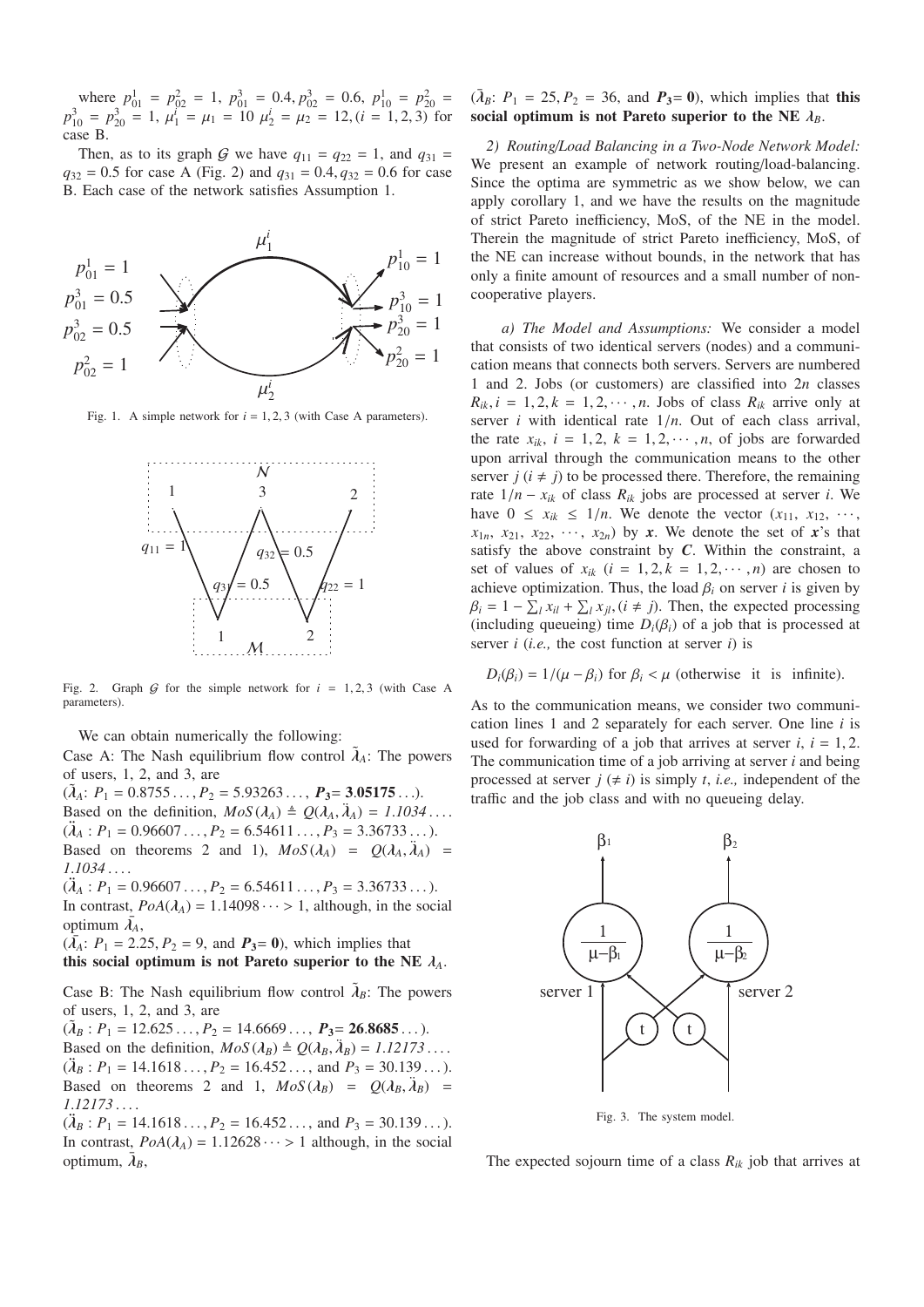where $p^1_{01} = p^2_{02} = 1$, $p^3_{01} = 0.4, p^3_{02} = 0.6$, $p^1_{10} = p^2_{20} = p^3_{10} = p^3_{20} = 1$, $\mu^i_1 = \mu_1 = 10$ $\mu^i_2 = \mu_2 = 12, (i = 1, 2, 3)$ for case B.

Then, as to its graph $\mathcal{G}$ we have $q_{11} = q_{22} = 1$, and $q_{31} = q_{32} = 0.5$ for case A (Fig. 2) and $q_{31} = 0.4, q_{32} = 0.6$ for case B. Each case of the network satisfies Assumption 1.

Fig. 1. A simple network for $i = 1, 2, 3$ (with Case A parameters).

Fig. 2. Graph $\mathcal{G}$ for the simple network for $i = 1, 2, 3$ (with Case A parameters).

We can obtain numerically the following:

Case A: The Nash equilibrium flow control $\tilde{\lambda}_A$: The powers of users, 1, 2, and 3, are

($\tilde{\lambda}_A$: $P_1 = 0.8755\ldots, P_2 = 5.93263\ldots$, $\boldsymbol{P_3}$= **3.05175**$\ldots$).

Based on the definition, $MoS(\lambda_A) \triangleq Q(\lambda_A, \ddot{\lambda}_A) =$ *1.1034*$\ldots$.

($\ddot{\lambda}_A : P_1 = 0.96607\ldots, P_2 = 6.54611\ldots, P_3 = 3.36733\ldots$).

Based on theorems 2 and 1), $MoS(\lambda_A) = Q(\lambda_A, \ddot{\lambda}_A) =$ *1.1034*$\ldots$.

($\ddot{\lambda}_A : P_1 = 0.96607\ldots, P_2 = 6.54611\ldots, P_3 = 3.36733\ldots$).

In contrast, $PoA(\lambda_A) = 1.14098\cdots > 1$, although, in the social optimum $\bar{\lambda}_A$,

($\bar{\lambda}_A$: $P_1 = 2.25, P_2 = 9$, and $\boldsymbol{P_3}$= **0**), which implies that **this social optimum is not Pareto superior to the NE $\lambda_A$.**

Case B: The Nash equilibrium flow control $\tilde{\lambda}_B$: The powers of users, 1, 2, and 3, are

($\tilde{\lambda}_B : P_1 = 12.625\ldots, P_2 = 14.6669\ldots$, $\boldsymbol{P_3}$= **26.8685**$\ldots$).

Based on the definition, $MoS(\lambda_B) \triangleq Q(\lambda_B, \ddot{\lambda}_B) =$ *1.12173*$\ldots$.

($\ddot{\lambda}_B : P_1 = 14.1618\ldots, P_2 = 16.452\ldots$, and $P_3 = 30.139\ldots$).

Based on theorems 2 and 1, $MoS(\lambda_B) = Q(\lambda_B, \ddot{\lambda}_B) =$ *1.12173*$\ldots$.

($\ddot{\lambda}_B : P_1 = 14.1618\ldots, P_2 = 16.452\ldots$, and $P_3 = 30.139\ldots$).

In contrast, $PoA(\lambda_A) = 1.12628\cdots > 1$ although, in the social optimum, $\bar{\lambda}_B$,

($\bar{\lambda}_B$: $P_1 = 25, P_2 = 36$, and $\boldsymbol{P_3}$= **0**), which implies that **this social optimum is not Pareto superior to the NE $\lambda_B$.**

*2) Routing/Load Balancing in a Two-Node Network Model:* We present an example of network routing/load-balancing. Since the optima are symmetric as we show below, we can apply corollary 1, and we have the results on the magnitude of strict Pareto inefficiency, MoS, of the NE in the model. Therein the magnitude of strict Pareto inefficiency, MoS, of the NE can increase without bounds, in the network that has only a finite amount of resources and a small number of noncooperative players.

*a) The Model and Assumptions:* We consider a model that consists of two identical servers (nodes) and a communication means that connects both servers. Servers are numbered 1 and 2. Jobs (or customers) are classified into $2n$ classes $R_{ik}, i = 1, 2, k = 1, 2, \cdots, n$. Jobs of class $R_{ik}$ arrive only at server $i$ with identical rate $1/n$. Out of each class arrival, the rate $x_{ik}$, $i = 1, 2$, $k = 1, 2, \cdots, n$, of jobs are forwarded upon arrival through the communication means to the other server $j$ $(i \neq j)$ to be processed there. Therefore, the remaining rate $1/n - x_{ik}$ of class $R_{ik}$ jobs are processed at server $i$. We have $0 \leq x_{ik} \leq 1/n$. We denote the vector $(x_{11}, x_{12}, \cdots, x_{1n}, x_{21}, x_{22}, \cdots, x_{2n})$ by $\boldsymbol{x}$. We denote the set of $\boldsymbol{x}$'s that satisfy the above constraint by $\boldsymbol{C}$. Within the constraint, a set of values of $x_{ik}$ $(i = 1, 2, k = 1, 2, \cdots, n)$ are chosen to achieve optimization. Thus, the load $\beta_i$ on server $i$ is given by $\beta_i = 1 - \sum_l x_{il} + \sum_l x_{jl}, (i \neq j)$. Then, the expected processing (including queueing) time $D_i(\beta_i)$ of a job that is processed at server $i$ (*i.e.,* the cost function at server $i$) is

$D_i(\beta_i) = 1/(\mu - \beta_i)$ for $\beta_i < \mu$ (otherwise it is infinite).

As to the communication means, we consider two communication lines 1 and 2 separately for each server. One line $i$ is used for forwarding of a job that arrives at server $i$, $i = 1, 2$. The communication time of a job arriving at server $i$ and being processed at server $j$ $(\neq i)$ is simply $t$, *i.e.,* independent of the traffic and the job class and with no queueing delay.

Fig. 3. The system model.

The expected sojourn time of a class $R_{ik}$ job that arrives at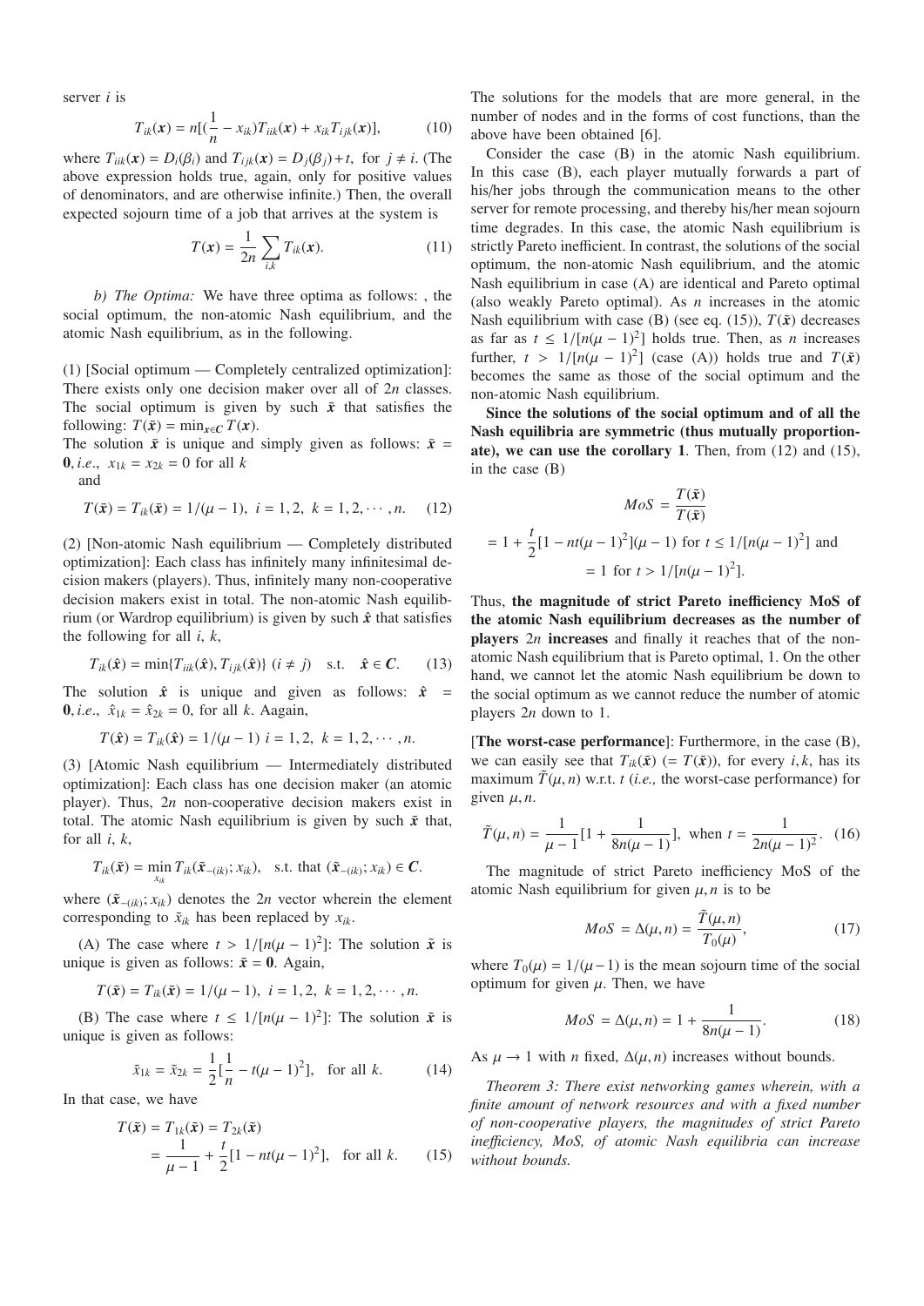server $i$ is

$$T_{ik}(\boldsymbol{x}) = n[(\frac{1}{n} - x_{ik})T_{iik}(\boldsymbol{x}) + x_{ik}T_{ijk}(\boldsymbol{x})], \quad (10)$$

where $T_{iik}(\boldsymbol{x}) = D_i(\beta_i)$ and $T_{ijk}(\boldsymbol{x}) = D_j(\beta_j) + t$, for $j \neq i$. (The above expression holds true, again, only for positive values of denominators, and are otherwise infinite.) Then, the overall expected sojourn time of a job that arrives at the system is

$$T(\boldsymbol{x}) = \frac{1}{2n} \sum_{i,k} T_{ik}(\boldsymbol{x}). \quad (11)$$

*b) The Optima:* We have three optima as follows: , the social optimum, the non-atomic Nash equilibrium, and the atomic Nash equilibrium, as in the following.

(1) [Social optimum — Completely centralized optimization]: There exists only one decision maker over all of $2n$ classes. The social optimum is given by such $\bar{\boldsymbol{x}}$ that satisfies the following: $T(\bar{\boldsymbol{x}}) = \min_{\boldsymbol{x} \in \boldsymbol{C}} T(\boldsymbol{x})$.

The solution $\bar{\boldsymbol{x}}$ is unique and simply given as follows: $\bar{\boldsymbol{x}} = \boldsymbol{0}$, *i.e.*, $x_{1k} = x_{2k} = 0$ for all $k$

and

$$T(\bar{\boldsymbol{x}}) = T_{ik}(\bar{\boldsymbol{x}}) = 1/(\mu - 1), \ i = 1, 2, \ k = 1, 2, \cdots, n. \quad (12)$$

(2) [Non-atomic Nash equilibrium — Completely distributed optimization]: Each class has infinitely many infinitesimal decision makers (players). Thus, infinitely many non-cooperative decision makers exist in total. The non-atomic Nash equilibrium (or Wardrop equilibrium) is given by such $\hat{\boldsymbol{x}}$ that satisfies the following for all $i$, $k$,

$$T_{ik}(\hat{\boldsymbol{x}}) = \min\{T_{iik}(\hat{\boldsymbol{x}}), T_{ijk}(\hat{\boldsymbol{x}})\} \ (i \neq j) \quad \text{s.t.} \quad \hat{\boldsymbol{x}} \in \boldsymbol{C}. \quad (13)$$

The solution $\hat{\boldsymbol{x}}$ is unique and given as follows: $\hat{\boldsymbol{x}} = \boldsymbol{0}$, *i.e.*, $\hat{x}_{1k} = \hat{x}_{2k} = 0$, for all $k$. Aagain,

$$T(\hat{\boldsymbol{x}}) = T_{ik}(\hat{\boldsymbol{x}}) = 1/(\mu - 1) \ i = 1, 2, \ k = 1, 2, \cdots, n.$$

(3) [Atomic Nash equilibrium — Intermediately distributed optimization]: Each class has one decision maker (an atomic player). Thus, $2n$ non-cooperative decision makers exist in total. The atomic Nash equilibrium is given by such $\tilde{\boldsymbol{x}}$ that, for all $i$, $k$,

$$T_{ik}(\tilde{\boldsymbol{x}}) = \min_{x_{ik}} T_{ik}(\tilde{\boldsymbol{x}}_{-(ik)}; x_{ik}), \quad \text{s.t. that } (\tilde{\boldsymbol{x}}_{-(ik)}; x_{ik}) \in \boldsymbol{C}.$$

where $(\tilde{\boldsymbol{x}}_{-(ik)}; x_{ik})$ denotes the $2n$ vector wherein the element corresponding to $\tilde{x}_{ik}$ has been replaced by $x_{ik}$.

(A) The case where $t > 1/[n(\mu - 1)^2]$: The solution $\tilde{\boldsymbol{x}}$ is unique is given as follows: $\tilde{\boldsymbol{x}} = \boldsymbol{0}$. Again,

$$T(\tilde{\boldsymbol{x}}) = T_{ik}(\tilde{\boldsymbol{x}}) = 1/(\mu - 1), \ i = 1, 2, \ k = 1, 2, \cdots, n.$$

(B) The case where $t \leq 1/[n(\mu - 1)^2]$: The solution $\tilde{\boldsymbol{x}}$ is unique is given as follows:

$$\tilde{x}_{1k} = \tilde{x}_{2k} = \frac{1}{2}[\frac{1}{n} - t(\mu - 1)^2], \quad \text{for all } k. \quad (14)$$

In that case, we have

$$\begin{aligned} T(\tilde{\boldsymbol{x}}) &= T_{1k}(\tilde{\boldsymbol{x}}) = T_{2k}(\tilde{\boldsymbol{x}}) \\ &= \frac{1}{\mu - 1} + \frac{t}{2}[1 - nt(\mu - 1)^2], \quad \text{for all } k. \end{aligned} \quad (15)$$

The solutions for the models that are more general, in the number of nodes and in the forms of cost functions, than the above have been obtained [6].

Consider the case (B) in the atomic Nash equilibrium. In this case (B), each player mutually forwards a part of his/her jobs through the communication means to the other server for remote processing, and thereby his/her mean sojourn time degrades. In this case, the atomic Nash equilibrium is strictly Pareto inefficient. In contrast, the solutions of the social optimum, the non-atomic Nash equilibrium, and the atomic Nash equilibrium in case (A) are identical and Pareto optimal (also weakly Pareto optimal). As $n$ increases in the atomic Nash equilibrium with case (B) (see eq. (15)), $T(\tilde{\boldsymbol{x}})$ decreases as far as $t \leq 1/[n(\mu - 1)^2]$ holds true. Then, as $n$ increases further, $t > 1/[n(\mu - 1)^2]$ (case (A)) holds true and $T(\tilde{\boldsymbol{x}})$ becomes the same as those of the social optimum and the non-atomic Nash equilibrium.

**Since the solutions of the social optimum and of all the Nash equilibria are symmetric (thus mutually proportionate), we can use the corollary 1**. Then, from (12) and (15), in the case (B)

$$\begin{aligned} MoS &= \frac{T(\tilde{\boldsymbol{x}})}{T(\bar{\boldsymbol{x}})} \\ &= 1 + \frac{t}{2}[1 - nt(\mu - 1)^2](\mu - 1) \text{ for } t \leq 1/[n(\mu - 1)^2] \text{ and} \\ &= 1 \text{ for } t > 1/[n(\mu - 1)^2]. \end{aligned}$$

Thus, **the magnitude of strict Pareto inefficiency MoS of the atomic Nash equilibrium decreases as the number of players** $2n$ **increases** and finally it reaches that of the non-atomic Nash equilibrium that is Pareto optimal, 1. On the other hand, we cannot let the atomic Nash equilibrium be down to the social optimum as we cannot reduce the number of atomic players $2n$ down to 1.

[**The worst-case performance**]: Furthermore, in the case (B), we can easily see that $T_{ik}(\tilde{\boldsymbol{x}})$ $(= T(\tilde{\boldsymbol{x}}))$, for every $i, k$, has its maximum $\tilde{T}(\mu, n)$ w.r.t. $t$ (*i.e.,* the worst-case performance) for given $\mu, n$.

$$\tilde{T}(\mu, n) = \frac{1}{\mu - 1}[1 + \frac{1}{8n(\mu - 1)}], \text{ when } t = \frac{1}{2n(\mu - 1)^2}. \quad (16)$$

The magnitude of strict Pareto inefficiency MoS of the atomic Nash equilibrium for given $\mu, n$ is to be

$$MoS = \Delta(\mu, n) = \frac{\tilde{T}(\mu, n)}{T_0(\mu)}, \quad (17)$$

where $T_0(\mu) = 1/(\mu - 1)$ is the mean sojourn time of the social optimum for given $\mu$. Then, we have

$$MoS = \Delta(\mu, n) = 1 + \frac{1}{8n(\mu - 1)}. \quad (18)$$

As $\mu \to 1$ with $n$ fixed, $\Delta(\mu, n)$ increases without bounds.

*Theorem 3: There exist networking games wherein, with a finite amount of network resources and with a fixed number of non-cooperative players, the magnitudes of strict Pareto inefficiency, MoS, of atomic Nash equilibria can increase without bounds.*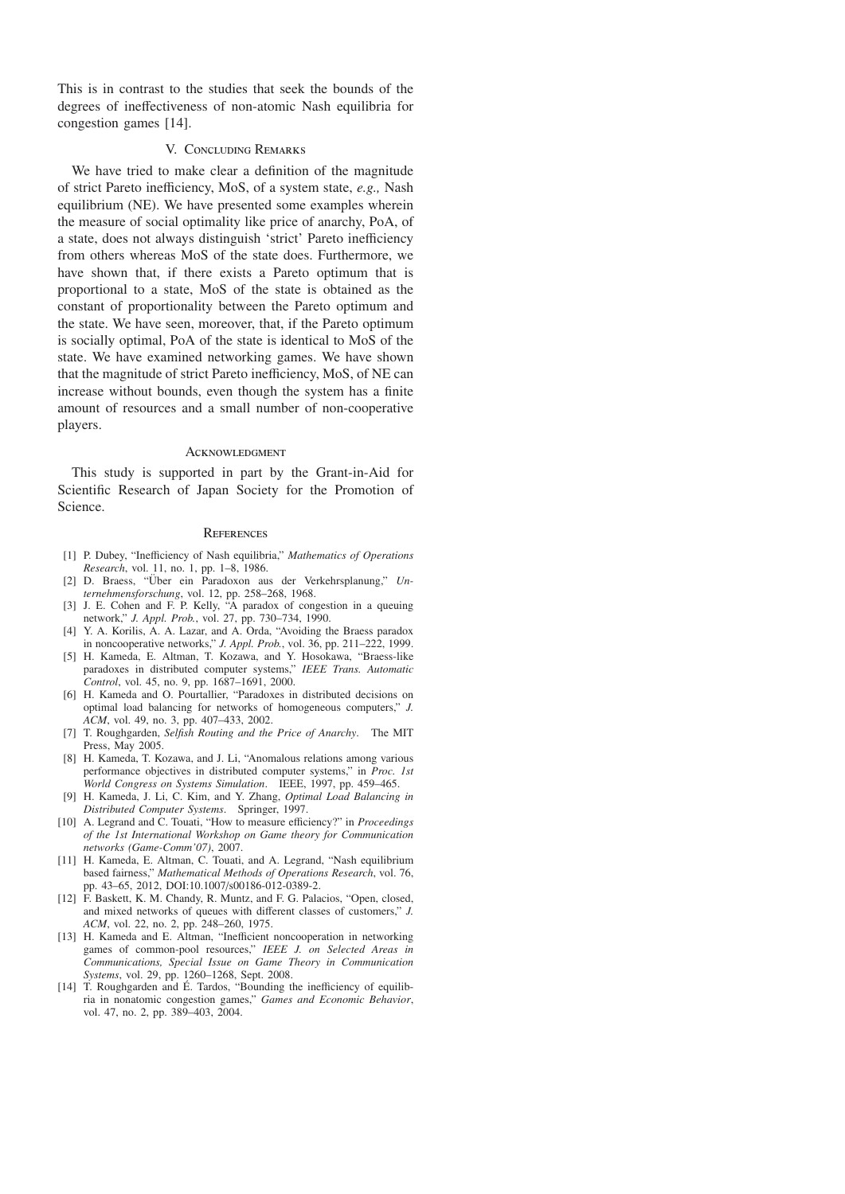This is in contrast to the studies that seek the bounds of the degrees of ineffectiveness of non-atomic Nash equilibria for congestion games [14].

## V. Concluding Remarks

We have tried to make clear a definition of the magnitude of strict Pareto inefficiency, MoS, of a system state, *e.g.,* Nash equilibrium (NE). We have presented some examples wherein the measure of social optimality like price of anarchy, PoA, of a state, does not always distinguish 'strict' Pareto inefficiency from others whereas MoS of the state does. Furthermore, we have shown that, if there exists a Pareto optimum that is proportional to a state, MoS of the state is obtained as the constant of proportionality between the Pareto optimum and the state. We have seen, moreover, that, if the Pareto optimum is socially optimal, PoA of the state is identical to MoS of the state. We have examined networking games. We have shown that the magnitude of strict Pareto inefficiency, MoS, of NE can increase without bounds, even though the system has a finite amount of resources and a small number of non-cooperative players.

## Acknowledgment

This study is supported in part by the Grant-in-Aid for Scientific Research of Japan Society for the Promotion of Science.

## References

[1] P. Dubey, "Inefficiency of Nash equilibria," *Mathematics of Operations Research*, vol. 11, no. 1, pp. 1–8, 1986.

[2] D. Braess, "Über ein Paradoxon aus der Verkehrsplanung," *Unternehmensforschung*, vol. 12, pp. 258–268, 1968.

[3] J. E. Cohen and F. P. Kelly, "A paradox of congestion in a queuing network," *J. Appl. Prob.*, vol. 27, pp. 730–734, 1990.

[4] Y. A. Korilis, A. A. Lazar, and A. Orda, "Avoiding the Braess paradox in noncooperative networks," *J. Appl. Prob.*, vol. 36, pp. 211–222, 1999.

[5] H. Kameda, E. Altman, T. Kozawa, and Y. Hosokawa, "Braess-like paradoxes in distributed computer systems," *IEEE Trans. Automatic Control*, vol. 45, no. 9, pp. 1687–1691, 2000.

[6] H. Kameda and O. Pourtallier, "Paradoxes in distributed decisions on optimal load balancing for networks of homogeneous computers," *J. ACM*, vol. 49, no. 3, pp. 407–433, 2002.

[7] T. Roughgarden, *Selfish Routing and the Price of Anarchy*. The MIT Press, May 2005.

[8] H. Kameda, T. Kozawa, and J. Li, "Anomalous relations among various performance objectives in distributed computer systems," in *Proc. 1st World Congress on Systems Simulation*. IEEE, 1997, pp. 459–465.

[9] H. Kameda, J. Li, C. Kim, and Y. Zhang, *Optimal Load Balancing in Distributed Computer Systems*. Springer, 1997.

[10] A. Legrand and C. Touati, "How to measure efficiency?" in *Proceedings of the 1st International Workshop on Game theory for Communication networks (Game-Comm'07)*, 2007.

[11] H. Kameda, E. Altman, C. Touati, and A. Legrand, "Nash equilibrium based fairness," *Mathematical Methods of Operations Research*, vol. 76, pp. 43–65, 2012, DOI:10.1007/s00186-012-0389-2.

[12] F. Baskett, K. M. Chandy, R. Muntz, and F. G. Palacios, "Open, closed, and mixed networks of queues with different classes of customers," *J. ACM*, vol. 22, no. 2, pp. 248–260, 1975.

[13] H. Kameda and E. Altman, "Inefficient noncooperation in networking games of common-pool resources," *IEEE J. on Selected Areas in Communications, Special Issue on Game Theory in Communication Systems*, vol. 29, pp. 1260–1268, Sept. 2008.

[14] T. Roughgarden and É. Tardos, "Bounding the inefficiency of equilibria in nonatomic congestion games," *Games and Economic Behavior*, vol. 47, no. 2, pp. 389–403, 2004.